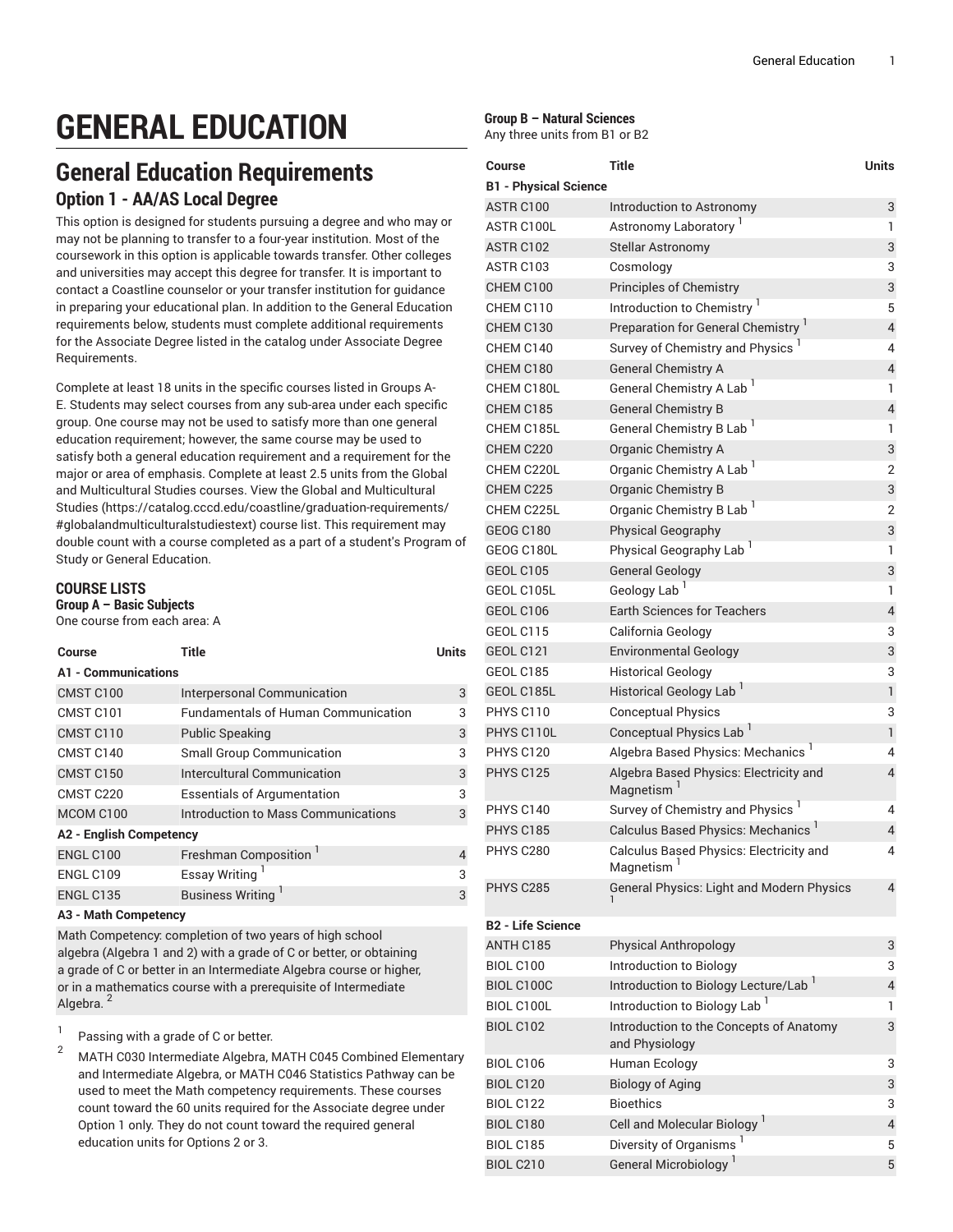# GENERAL EDUCATION

## General Education Requirements

### Option 1 - AA/AS Local Degree

This option is designed for students pursuing a degree and who may or may not be planning to transfer to a four-year institution. Most of the coursework in this option is applicable towards transfer. Other colleges and universities may accept this degree for transfer. It is important to contact a Coastline counselor or your transfer institution for guidance in preparing your educational plan. In addition to the General Education requirements below, students must complete additional requirements for the Associate Degree listed in the catalog under Associate Degree Requirements.

Complete at least 18 units in the specific courses listed in Groups A-E. Students may select courses from any sub-area under each specific group. One course may not be used to satisfy more than one general education requirement; however, the same course may be used to satisfy both a general education requirement and a requirement for the major or area of emphasis. Complete at least 2.5 units from the Global and Multicultural Studies courses. View the Global and Multicultural Studies (https://catalog.cccd.edu/coastline/graduation-requirements/#globalandmulticulturalstudiestext) course list. This requirement may double count with a course completed as a part of a student's Program of Study or General Education.

#### COURSE LISTS

**Group A – Basic Subjects**

One course from each area: A

| Course | Title | Units |
|---|---|---|
| **A1 - Communications** | | |
| CMST C100 | Interpersonal Communication | 3 |
| CMST C101 | Fundamentals of Human Communication | 3 |
| CMST C110 | Public Speaking | 3 |
| CMST C140 | Small Group Communication | 3 |
| CMST C150 | Intercultural Communication | 3 |
| CMST C220 | Essentials of Argumentation | 3 |
| MCOM C100 | Introduction to Mass Communications | 3 |
| **A2 - English Competency** | | |
| ENGL C100 | Freshman Composition [1] | 4 |
| ENGL C109 | Essay Writing [1] | 3 |
| ENGL C135 | Business Writing [1] | 3 |
| **A3 - Math Competency** | | |
| Math Competency: completion of two years of high school algebra (Algebra 1 and 2) with a grade of C or better, or obtaining a grade of C or better in an Intermediate Algebra course or higher, or in a mathematics course with a prerequisite of Intermediate Algebra. [2] | | |

1. Passing with a grade of C or better.
2. MATH C030 Intermediate Algebra, MATH C045 Combined Elementary and Intermediate Algebra, or MATH C046 Statistics Pathway can be used to meet the Math competency requirements. These courses count toward the 60 units required for the Associate degree under Option 1 only. They do not count toward the required general education units for Options 2 or 3.

**Group B – Natural Sciences**

Any three units from B1 or B2

| Course | Title | Units |
|---|---|---|
| **B1 - Physical Science** | | |
| ASTR C100 | Introduction to Astronomy | 3 |
| ASTR C100L | Astronomy Laboratory [1] | 1 |
| ASTR C102 | Stellar Astronomy | 3 |
| ASTR C103 | Cosmology | 3 |
| CHEM C100 | Principles of Chemistry | 3 |
| CHEM C110 | Introduction to Chemistry [1] | 5 |
| CHEM C130 | Preparation for General Chemistry [1] | 4 |
| CHEM C140 | Survey of Chemistry and Physics [1] | 4 |
| CHEM C180 | General Chemistry A | 4 |
| CHEM C180L | General Chemistry A Lab [1] | 1 |
| CHEM C185 | General Chemistry B | 4 |
| CHEM C185L | General Chemistry B Lab [1] | 1 |
| CHEM C220 | Organic Chemistry A | 3 |
| CHEM C220L | Organic Chemistry A Lab [1] | 2 |
| CHEM C225 | Organic Chemistry B | 3 |
| CHEM C225L | Organic Chemistry B Lab [1] | 2 |
| GEOG C180 | Physical Geography | 3 |
| GEOG C180L | Physical Geography Lab [1] | 1 |
| GEOL C105 | General Geology | 3 |
| GEOL C105L | Geology Lab [1] | 1 |
| GEOL C106 | Earth Sciences for Teachers | 4 |
| GEOL C115 | California Geology | 3 |
| GEOL C121 | Environmental Geology | 3 |
| GEOL C185 | Historical Geology | 3 |
| GEOL C185L | Historical Geology Lab [1] | 1 |
| PHYS C110 | Conceptual Physics | 3 |
| PHYS C110L | Conceptual Physics Lab [1] | 1 |
| PHYS C120 | Algebra Based Physics: Mechanics [1] | 4 |
| PHYS C125 | Algebra Based Physics: Electricity and Magnetism [1] | 4 |
| PHYS C140 | Survey of Chemistry and Physics [1] | 4 |
| PHYS C185 | Calculus Based Physics: Mechanics [1] | 4 |
| PHYS C280 | Calculus Based Physics: Electricity and Magnetism [1] | 4 |
| PHYS C285 | General Physics: Light and Modern Physics [1] | 4 |
| **B2 - Life Science** | | |
| ANTH C185 | Physical Anthropology | 3 |
| BIOL C100 | Introduction to Biology | 3 |
| BIOL C100C | Introduction to Biology Lecture/Lab [1] | 4 |
| BIOL C100L | Introduction to Biology Lab [1] | 1 |
| BIOL C102 | Introduction to the Concepts of Anatomy and Physiology | 3 |
| BIOL C106 | Human Ecology | 3 |
| BIOL C120 | Biology of Aging | 3 |
| BIOL C122 | Bioethics | 3 |
| BIOL C180 | Cell and Molecular Biology [1] | 4 |
| BIOL C185 | Diversity of Organisms [1] | 5 |
| BIOL C210 | General Microbiology [1] | 5 |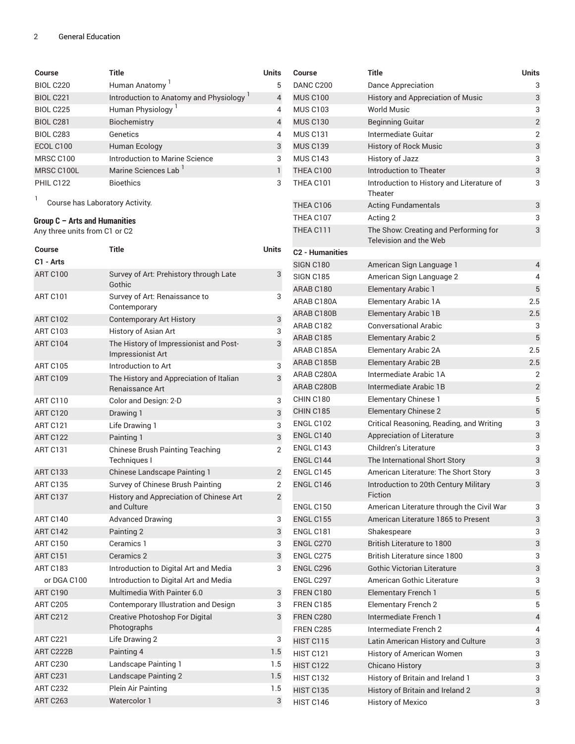| Course | Title | Units |
|---|---|---|
| BIOL C220 | Human Anatomy [1] | 5 |
| BIOL C221 | Introduction to Anatomy and Physiology [1] | 4 |
| BIOL C225 | Human Physiology [1] | 4 |
| BIOL C281 | Biochemistry | 4 |
| BIOL C283 | Genetics | 4 |
| ECOL C100 | Human Ecology | 3 |
| MRSC C100 | Introduction to Marine Science | 3 |
| MRSC C100L | Marine Sciences Lab [1] | 1 |
| PHIL C122 | Bioethics | 3 |

[1] Course has Laboratory Activity.

### Group C – Arts and Humanities

Any three units from C1 or C2

| Course | Title | Units |
|---|---|---|
| **C1 - Arts** | | |
| ART C100 | Survey of Art: Prehistory through Late Gothic | 3 |
| ART C101 | Survey of Art: Renaissance to Contemporary | 3 |
| ART C102 | Contemporary Art History | 3 |
| ART C103 | History of Asian Art | 3 |
| ART C104 | The History of Impressionist and Post-Impressionist Art | 3 |
| ART C105 | Introduction to Art | 3 |
| ART C109 | The History and Appreciation of Italian Renaissance Art | 3 |
| ART C110 | Color and Design: 2-D | 3 |
| ART C120 | Drawing 1 | 3 |
| ART C121 | Life Drawing 1 | 3 |
| ART C122 | Painting 1 | 3 |
| ART C131 | Chinese Brush Painting Teaching Techniques I | 2 |
| ART C133 | Chinese Landscape Painting 1 | 2 |
| ART C135 | Survey of Chinese Brush Painting | 2 |
| ART C137 | History and Appreciation of Chinese Art and Culture | 2 |
| ART C140 | Advanced Drawing | 3 |
| ART C142 | Painting 2 | 3 |
| ART C150 | Ceramics 1 | 3 |
| ART C151 | Ceramics 2 | 3 |
| ART C183 | Introduction to Digital Art and Media | 3 |
| or DGA C100 | Introduction to Digital Art and Media | |
| ART C190 | Multimedia With Painter 6.0 | 3 |
| ART C205 | Contemporary Illustration and Design | 3 |
| ART C212 | Creative Photoshop For Digital Photographs | 3 |
| ART C221 | Life Drawing 2 | 3 |
| ART C222B | Painting 4 | 1.5 |
| ART C230 | Landscape Painting 1 | 1.5 |
| ART C231 | Landscape Painting 2 | 1.5 |
| ART C232 | Plein Air Painting | 1.5 |
| ART C263 | Watercolor 1 | 3 |
| DANC C200 | Dance Appreciation | 3 |
| MUS C100 | History and Appreciation of Music | 3 |
| MUS C103 | World Music | 3 |
| MUS C130 | Beginning Guitar | 2 |
| MUS C131 | Intermediate Guitar | 2 |
| MUS C139 | History of Rock Music | 3 |
| MUS C143 | History of Jazz | 3 |
| THEA C100 | Introduction to Theater | 3 |
| THEA C101 | Introduction to History and Literature of Theater | 3 |
| THEA C106 | Acting Fundamentals | 3 |
| THEA C107 | Acting 2 | 3 |
| THEA C111 | The Show: Creating and Performing for Television and the Web | 3 |
| **C2 - Humanities** | | |
| SIGN C180 | American Sign Language 1 | 4 |
| SIGN C185 | American Sign Language 2 | 4 |
| ARAB C180 | Elementary Arabic 1 | 5 |
| ARAB C180A | Elementary Arabic 1A | 2.5 |
| ARAB C180B | Elementary Arabic 1B | 2.5 |
| ARAB C182 | Conversational Arabic | 3 |
| ARAB C185 | Elementary Arabic 2 | 5 |
| ARAB C185A | Elementary Arabic 2A | 2.5 |
| ARAB C185B | Elementary Arabic 2B | 2.5 |
| ARAB C280A | Intermediate Arabic 1A | 2 |
| ARAB C280B | Intermediate Arabic 1B | 2 |
| CHIN C180 | Elementary Chinese 1 | 5 |
| CHIN C185 | Elementary Chinese 2 | 5 |
| ENGL C102 | Critical Reasoning, Reading, and Writing | 3 |
| ENGL C140 | Appreciation of Literature | 3 |
| ENGL C143 | Children's Literature | 3 |
| ENGL C144 | The International Short Story | 3 |
| ENGL C145 | American Literature: The Short Story | 3 |
| ENGL C146 | Introduction to 20th Century Military Fiction | 3 |
| ENGL C150 | American Literature through the Civil War | 3 |
| ENGL C155 | American Literature 1865 to Present | 3 |
| ENGL C181 | Shakespeare | 3 |
| ENGL C270 | British Literature to 1800 | 3 |
| ENGL C275 | British Literature since 1800 | 3 |
| ENGL C296 | Gothic Victorian Literature | 3 |
| ENGL C297 | American Gothic Literature | 3 |
| FREN C180 | Elementary French 1 | 5 |
| FREN C185 | Elementary French 2 | 5 |
| FREN C280 | Intermediate French 1 | 4 |
| FREN C285 | Intermediate French 2 | 4 |
| HIST C115 | Latin American History and Culture | 3 |
| HIST C121 | History of American Women | 3 |
| HIST C122 | Chicano History | 3 |
| HIST C132 | History of Britain and Ireland 1 | 3 |
| HIST C135 | History of Britain and Ireland 2 | 3 |
| HIST C146 | History of Mexico | 3 |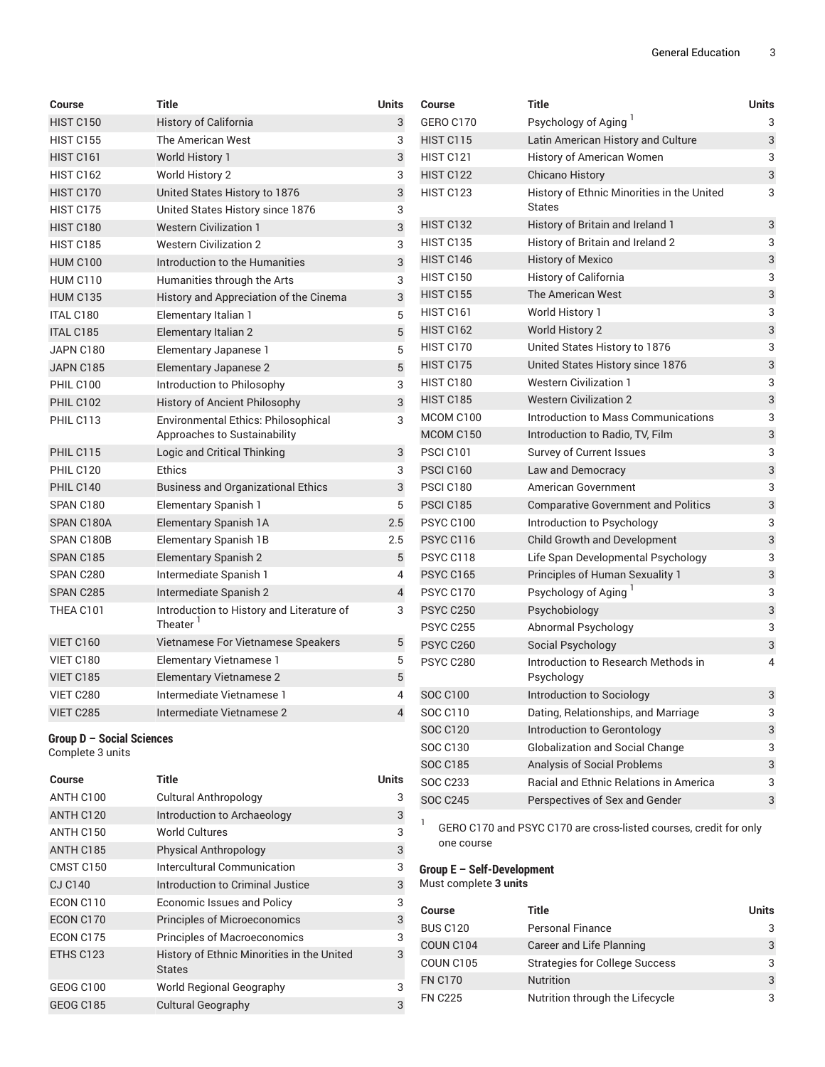| Course | Title | Units |
| --- | --- | --- |
| HIST C150 | History of California | 3 |
| HIST C155 | The American West | 3 |
| HIST C161 | World History 1 | 3 |
| HIST C162 | World History 2 | 3 |
| HIST C170 | United States History to 1876 | 3 |
| HIST C175 | United States History since 1876 | 3 |
| HIST C180 | Western Civilization 1 | 3 |
| HIST C185 | Western Civilization 2 | 3 |
| HUM C100 | Introduction to the Humanities | 3 |
| HUM C110 | Humanities through the Arts | 3 |
| HUM C135 | History and Appreciation of the Cinema | 3 |
| ITAL C180 | Elementary Italian 1 | 5 |
| ITAL C185 | Elementary Italian 2 | 5 |
| JAPN C180 | Elementary Japanese 1 | 5 |
| JAPN C185 | Elementary Japanese 2 | 5 |
| PHIL C100 | Introduction to Philosophy | 3 |
| PHIL C102 | History of Ancient Philosophy | 3 |
| PHIL C113 | Environmental Ethics: Philosophical Approaches to Sustainability | 3 |
| PHIL C115 | Logic and Critical Thinking | 3 |
| PHIL C120 | Ethics | 3 |
| PHIL C140 | Business and Organizational Ethics | 3 |
| SPAN C180 | Elementary Spanish 1 | 5 |
| SPAN C180A | Elementary Spanish 1A | 2.5 |
| SPAN C180B | Elementary Spanish 1B | 2.5 |
| SPAN C185 | Elementary Spanish 2 | 5 |
| SPAN C280 | Intermediate Spanish 1 | 4 |
| SPAN C285 | Intermediate Spanish 2 | 4 |
| THEA C101 | Introduction to History and Literature of Theater [1] | 3 |
| VIET C160 | Vietnamese For Vietnamese Speakers | 5 |
| VIET C180 | Elementary Vietnamese 1 | 5 |
| VIET C185 | Elementary Vietnamese 2 | 5 |
| VIET C280 | Intermediate Vietnamese 1 | 4 |
| VIET C285 | Intermediate Vietnamese 2 | 4 |

**Group D – Social Sciences**

Complete 3 units

| Course | Title | Units |
| --- | --- | --- |
| ANTH C100 | Cultural Anthropology | 3 |
| ANTH C120 | Introduction to Archaeology | 3 |
| ANTH C150 | World Cultures | 3 |
| ANTH C185 | Physical Anthropology | 3 |
| CMST C150 | Intercultural Communication | 3 |
| CJ C140 | Introduction to Criminal Justice | 3 |
| ECON C110 | Economic Issues and Policy | 3 |
| ECON C170 | Principles of Microeconomics | 3 |
| ECON C175 | Principles of Macroeconomics | 3 |
| ETHS C123 | History of Ethnic Minorities in the United States | 3 |
| GEOG C100 | World Regional Geography | 3 |
| GEOG C185 | Cultural Geography | 3 |
| GERO C170 | Psychology of Aging [1] | 3 |
| HIST C115 | Latin American History and Culture | 3 |
| HIST C121 | History of American Women | 3 |
| HIST C122 | Chicano History | 3 |
| HIST C123 | History of Ethnic Minorities in the United States | 3 |
| HIST C132 | History of Britain and Ireland 1 | 3 |
| HIST C135 | History of Britain and Ireland 2 | 3 |
| HIST C146 | History of Mexico | 3 |
| HIST C150 | History of California | 3 |
| HIST C155 | The American West | 3 |
| HIST C161 | World History 1 | 3 |
| HIST C162 | World History 2 | 3 |
| HIST C170 | United States History to 1876 | 3 |
| HIST C175 | United States History since 1876 | 3 |
| HIST C180 | Western Civilization 1 | 3 |
| HIST C185 | Western Civilization 2 | 3 |
| MCOM C100 | Introduction to Mass Communications | 3 |
| MCOM C150 | Introduction to Radio, TV, Film | 3 |
| PSCI C101 | Survey of Current Issues | 3 |
| PSCI C160 | Law and Democracy | 3 |
| PSCI C180 | American Government | 3 |
| PSCI C185 | Comparative Government and Politics | 3 |
| PSYC C100 | Introduction to Psychology | 3 |
| PSYC C116 | Child Growth and Development | 3 |
| PSYC C118 | Life Span Developmental Psychology | 3 |
| PSYC C165 | Principles of Human Sexuality 1 | 3 |
| PSYC C170 | Psychology of Aging [1] | 3 |
| PSYC C250 | Psychobiology | 3 |
| PSYC C255 | Abnormal Psychology | 3 |
| PSYC C260 | Social Psychology | 3 |
| PSYC C280 | Introduction to Research Methods in Psychology | 4 |
| SOC C100 | Introduction to Sociology | 3 |
| SOC C110 | Dating, Relationships, and Marriage | 3 |
| SOC C120 | Introduction to Gerontology | 3 |
| SOC C130 | Globalization and Social Change | 3 |
| SOC C185 | Analysis of Social Problems | 3 |
| SOC C233 | Racial and Ethnic Relations in America | 3 |
| SOC C245 | Perspectives of Sex and Gender | 3 |

[1] GERO C170 and PSYC C170 are cross-listed courses, credit for only one course

**Group E – Self-Development**

Must complete **3 units**

| Course | Title | Units |
| --- | --- | --- |
| BUS C120 | Personal Finance | 3 |
| COUN C104 | Career and Life Planning | 3 |
| COUN C105 | Strategies for College Success | 3 |
| FN C170 | Nutrition | 3 |
| FN C225 | Nutrition through the Lifecycle | 3 |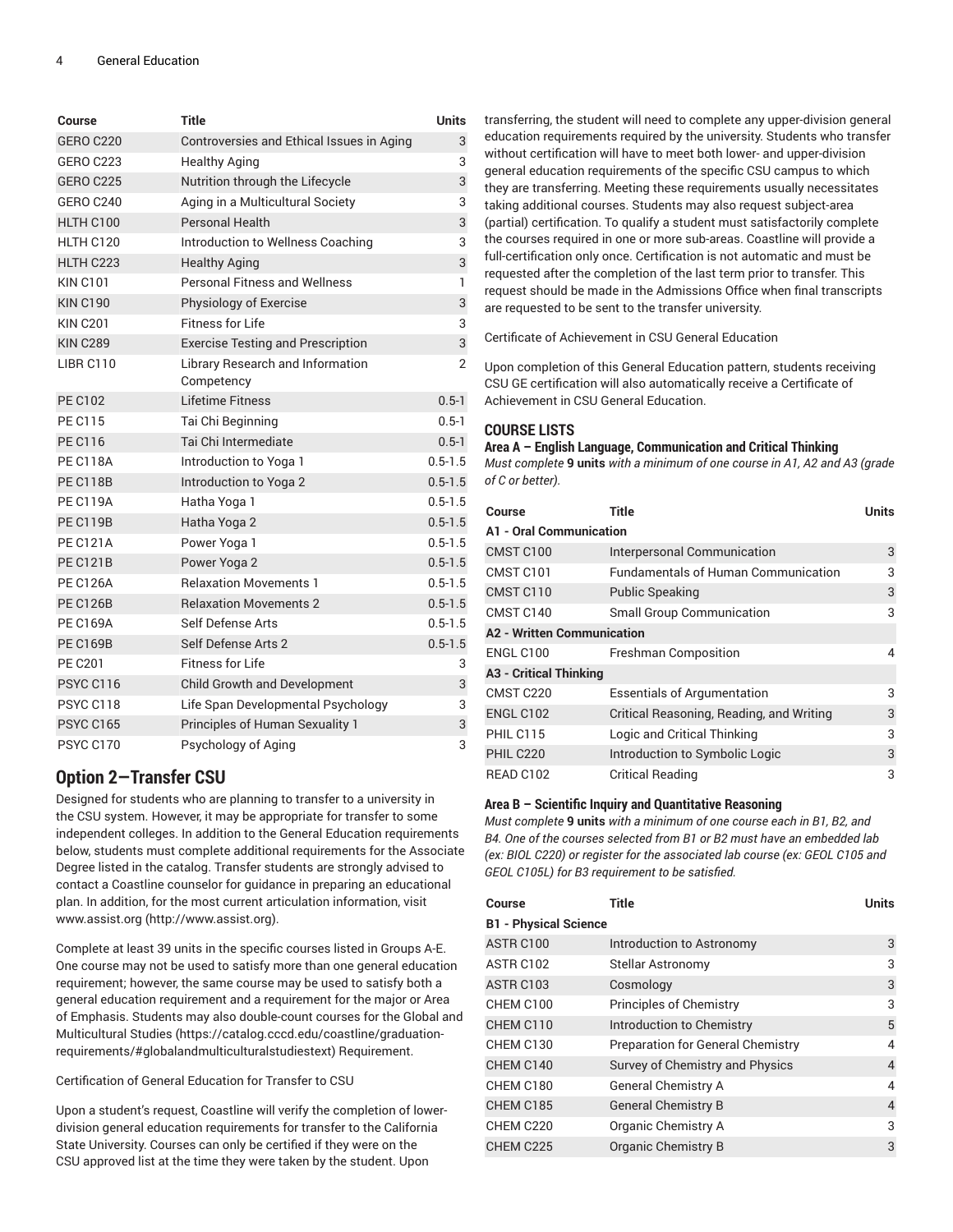| Course | Title | Units |
|---|---|---|
| GERO C220 | Controversies and Ethical Issues in Aging | 3 |
| GERO C223 | Healthy Aging | 3 |
| GERO C225 | Nutrition through the Lifecycle | 3 |
| GERO C240 | Aging in a Multicultural Society | 3 |
| HLTH C100 | Personal Health | 3 |
| HLTH C120 | Introduction to Wellness Coaching | 3 |
| HLTH C223 | Healthy Aging | 3 |
| KIN C101 | Personal Fitness and Wellness | 1 |
| KIN C190 | Physiology of Exercise | 3 |
| KIN C201 | Fitness for Life | 3 |
| KIN C289 | Exercise Testing and Prescription | 3 |
| LIBR C110 | Library Research and Information Competency | 2 |
| PE C102 | Lifetime Fitness | 0.5-1 |
| PE C115 | Tai Chi Beginning | 0.5-1 |
| PE C116 | Tai Chi Intermediate | 0.5-1 |
| PE C118A | Introduction to Yoga 1 | 0.5-1.5 |
| PE C118B | Introduction to Yoga 2 | 0.5-1.5 |
| PE C119A | Hatha Yoga 1 | 0.5-1.5 |
| PE C119B | Hatha Yoga 2 | 0.5-1.5 |
| PE C121A | Power Yoga 1 | 0.5-1.5 |
| PE C121B | Power Yoga 2 | 0.5-1.5 |
| PE C126A | Relaxation Movements 1 | 0.5-1.5 |
| PE C126B | Relaxation Movements 2 | 0.5-1.5 |
| PE C169A | Self Defense Arts | 0.5-1.5 |
| PE C169B | Self Defense Arts 2 | 0.5-1.5 |
| PE C201 | Fitness for Life | 3 |
| PSYC C116 | Child Growth and Development | 3 |
| PSYC C118 | Life Span Developmental Psychology | 3 |
| PSYC C165 | Principles of Human Sexuality 1 | 3 |
| PSYC C170 | Psychology of Aging | 3 |

## Option 2—Transfer CSU

Designed for students who are planning to transfer to a university in the CSU system. However, it may be appropriate for transfer to some independent colleges. In addition to the General Education requirements below, students must complete additional requirements for the Associate Degree listed in the catalog. Transfer students are strongly advised to contact a Coastline counselor for guidance in preparing an educational plan. In addition, for the most current articulation information, visit www.assist.org (http://www.assist.org).

Complete at least 39 units in the specific courses listed in Groups A-E. One course may not be used to satisfy more than one general education requirement; however, the same course may be used to satisfy both a general education requirement and a requirement for the major or Area of Emphasis. Students may also double-count courses for the Global and Multicultural Studies (https://catalog.cccd.edu/coastline/graduation-requirements/#globalandmulticulturalstudiestext) Requirement.

Certification of General Education for Transfer to CSU

Upon a student's request, Coastline will verify the completion of lower-division general education requirements for transfer to the California State University. Courses can only be certified if they were on the CSU approved list at the time they were taken by the student. Upon transferring, the student will need to complete any upper-division general education requirements required by the university. Students who transfer without certification will have to meet both lower- and upper-division general education requirements of the specific CSU campus to which they are transferring. Meeting these requirements usually necessitates taking additional courses. Students may also request subject-area (partial) certification. To qualify a student must satisfactorily complete the courses required in one or more sub-areas. Coastline will provide a full-certification only once. Certification is not automatic and must be requested after the completion of the last term prior to transfer. This request should be made in the Admissions Office when final transcripts are requested to be sent to the transfer university.

Certificate of Achievement in CSU General Education

Upon completion of this General Education pattern, students receiving CSU GE certification will also automatically receive a Certificate of Achievement in CSU General Education.

### COURSE LISTS

#### Area A – English Language, Communication and Critical Thinking

*Must complete* **9 units** *with a minimum of one course in A1, A2 and A3 (grade of C or better).*

| Course | Title | Units |
|---|---|---|
| **A1 - Oral Communication** | | |
| CMST C100 | Interpersonal Communication | 3 |
| CMST C101 | Fundamentals of Human Communication | 3 |
| CMST C110 | Public Speaking | 3 |
| CMST C140 | Small Group Communication | 3 |
| **A2 - Written Communication** | | |
| ENGL C100 | Freshman Composition | 4 |
| **A3 - Critical Thinking** | | |
| CMST C220 | Essentials of Argumentation | 3 |
| ENGL C102 | Critical Reasoning, Reading, and Writing | 3 |
| PHIL C115 | Logic and Critical Thinking | 3 |
| PHIL C220 | Introduction to Symbolic Logic | 3 |
| READ C102 | Critical Reading | 3 |

#### Area B – Scientific Inquiry and Quantitative Reasoning

*Must complete* **9 units** *with a minimum of one course each in B1, B2, and B4. One of the courses selected from B1 or B2 must have an embedded lab (ex: BIOL C220) or register for the associated lab course (ex: GEOL C105 and GEOL C105L) for B3 requirement to be satisfied.*

| Course | Title | Units |
|---|---|---|
| **B1 - Physical Science** | | |
| ASTR C100 | Introduction to Astronomy | 3 |
| ASTR C102 | Stellar Astronomy | 3 |
| ASTR C103 | Cosmology | 3 |
| CHEM C100 | Principles of Chemistry | 3 |
| CHEM C110 | Introduction to Chemistry | 5 |
| CHEM C130 | Preparation for General Chemistry | 4 |
| CHEM C140 | Survey of Chemistry and Physics | 4 |
| CHEM C180 | General Chemistry A | 4 |
| CHEM C185 | General Chemistry B | 4 |
| CHEM C220 | Organic Chemistry A | 3 |
| CHEM C225 | Organic Chemistry B | 3 |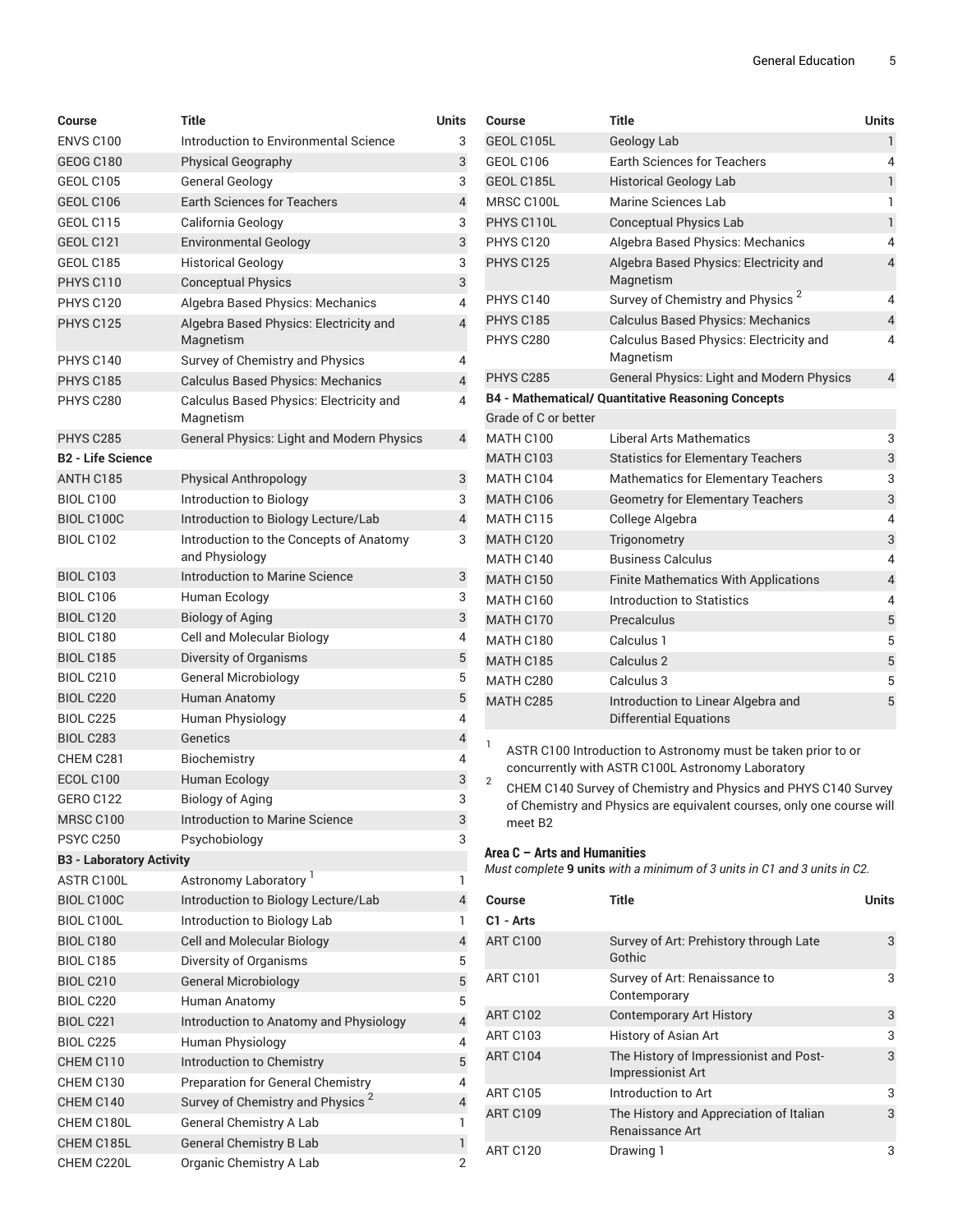| Course | Title | Units |
|---|---|---|
| ENVS C100 | Introduction to Environmental Science | 3 |
| GEOG C180 | Physical Geography | 3 |
| GEOL C105 | General Geology | 3 |
| GEOL C106 | Earth Sciences for Teachers | 4 |
| GEOL C115 | California Geology | 3 |
| GEOL C121 | Environmental Geology | 3 |
| GEOL C185 | Historical Geology | 3 |
| PHYS C110 | Conceptual Physics | 3 |
| PHYS C120 | Algebra Based Physics: Mechanics | 4 |
| PHYS C125 | Algebra Based Physics: Electricity and Magnetism | 4 |
| PHYS C140 | Survey of Chemistry and Physics | 4 |
| PHYS C185 | Calculus Based Physics: Mechanics | 4 |
| PHYS C280 | Calculus Based Physics: Electricity and Magnetism | 4 |
| PHYS C285 | General Physics: Light and Modern Physics | 4 |
| **B2 - Life Science** | | |
| ANTH C185 | Physical Anthropology | 3 |
| BIOL C100 | Introduction to Biology | 3 |
| BIOL C100C | Introduction to Biology Lecture/Lab | 4 |
| BIOL C102 | Introduction to the Concepts of Anatomy and Physiology | 3 |
| BIOL C103 | Introduction to Marine Science | 3 |
| BIOL C106 | Human Ecology | 3 |
| BIOL C120 | Biology of Aging | 3 |
| BIOL C180 | Cell and Molecular Biology | 4 |
| BIOL C185 | Diversity of Organisms | 5 |
| BIOL C210 | General Microbiology | 5 |
| BIOL C220 | Human Anatomy | 5 |
| BIOL C225 | Human Physiology | 4 |
| BIOL C283 | Genetics | 4 |
| CHEM C281 | Biochemistry | 4 |
| ECOL C100 | Human Ecology | 3 |
| GERO C122 | Biology of Aging | 3 |
| MRSC C100 | Introduction to Marine Science | 3 |
| PSYC C250 | Psychobiology | 3 |
| **B3 - Laboratory Activity** | | |
| ASTR C100L | Astronomy Laboratory [1] | 1 |
| BIOL C100C | Introduction to Biology Lecture/Lab | 4 |
| BIOL C100L | Introduction to Biology Lab | 1 |
| BIOL C180 | Cell and Molecular Biology | 4 |
| BIOL C185 | Diversity of Organisms | 5 |
| BIOL C210 | General Microbiology | 5 |
| BIOL C220 | Human Anatomy | 5 |
| BIOL C221 | Introduction to Anatomy and Physiology | 4 |
| BIOL C225 | Human Physiology | 4 |
| CHEM C110 | Introduction to Chemistry | 5 |
| CHEM C130 | Preparation for General Chemistry | 4 |
| CHEM C140 | Survey of Chemistry and Physics [2] | 4 |
| CHEM C180L | General Chemistry A Lab | 1 |
| CHEM C185L | General Chemistry B Lab | 1 |
| CHEM C220L | Organic Chemistry A Lab | 2 |
| GEOL C105L | Geology Lab | 1 |
| GEOL C106 | Earth Sciences for Teachers | 4 |
| GEOL C185L | Historical Geology Lab | 1 |
| MRSC C100L | Marine Sciences Lab | 1 |
| PHYS C110L | Conceptual Physics Lab | 1 |
| PHYS C120 | Algebra Based Physics: Mechanics | 4 |
| PHYS C125 | Algebra Based Physics: Electricity and Magnetism | 4 |
| PHYS C140 | Survey of Chemistry and Physics [2] | 4 |
| PHYS C185 | Calculus Based Physics: Mechanics | 4 |
| PHYS C280 | Calculus Based Physics: Electricity and Magnetism | 4 |
| PHYS C285 | General Physics: Light and Modern Physics | 4 |
| **B4 - Mathematical/ Quantitative Reasoning Concepts** | | |
| Grade of C or better | | |
| MATH C100 | Liberal Arts Mathematics | 3 |
| MATH C103 | Statistics for Elementary Teachers | 3 |
| MATH C104 | Mathematics for Elementary Teachers | 3 |
| MATH C106 | Geometry for Elementary Teachers | 3 |
| MATH C115 | College Algebra | 4 |
| MATH C120 | Trigonometry | 3 |
| MATH C140 | Business Calculus | 4 |
| MATH C150 | Finite Mathematics With Applications | 4 |
| MATH C160 | Introduction to Statistics | 4 |
| MATH C170 | Precalculus | 5 |
| MATH C180 | Calculus 1 | 5 |
| MATH C185 | Calculus 2 | 5 |
| MATH C280 | Calculus 3 | 5 |
| MATH C285 | Introduction to Linear Algebra and Differential Equations | 5 |

1. ASTR C100 Introduction to Astronomy must be taken prior to or concurrently with ASTR C100L Astronomy Laboratory
2. CHEM C140 Survey of Chemistry and Physics and PHYS C140 Survey of Chemistry and Physics are equivalent courses, only one course will meet B2

### Area C – Arts and Humanities

*Must complete* **9 units** *with a minimum of 3 units in C1 and 3 units in C2.*

| Course | Title | Units |
|---|---|---|
| **C1 - Arts** | | |
| ART C100 | Survey of Art: Prehistory through Late Gothic | 3 |
| ART C101 | Survey of Art: Renaissance to Contemporary | 3 |
| ART C102 | Contemporary Art History | 3 |
| ART C103 | History of Asian Art | 3 |
| ART C104 | The History of Impressionist and Post-Impressionist Art | 3 |
| ART C105 | Introduction to Art | 3 |
| ART C109 | The History and Appreciation of Italian Renaissance Art | 3 |
| ART C120 | Drawing 1 | 3 |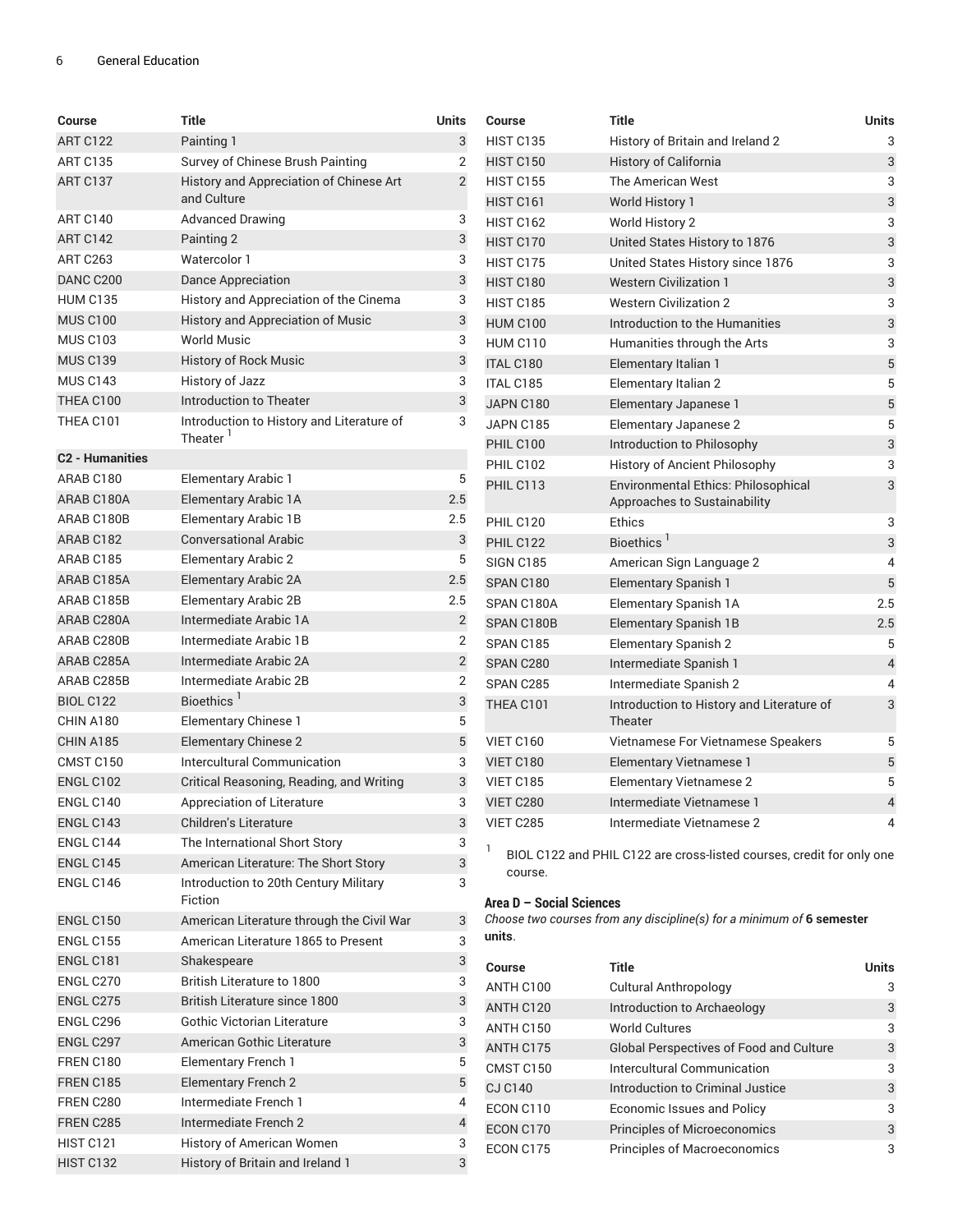| Course | Title | Units |
|---|---|---|
| ART C122 | Painting 1 | 3 |
| ART C135 | Survey of Chinese Brush Painting | 2 |
| ART C137 | History and Appreciation of Chinese Art and Culture | 2 |
| ART C140 | Advanced Drawing | 3 |
| ART C142 | Painting 2 | 3 |
| ART C263 | Watercolor 1 | 3 |
| DANC C200 | Dance Appreciation | 3 |
| HUM C135 | History and Appreciation of the Cinema | 3 |
| MUS C100 | History and Appreciation of Music | 3 |
| MUS C103 | World Music | 3 |
| MUS C139 | History of Rock Music | 3 |
| MUS C143 | History of Jazz | 3 |
| THEA C100 | Introduction to Theater | 3 |
| THEA C101 | Introduction to History and Literature of Theater [1] | 3 |
| **C2 - Humanities** | | |
| ARAB C180 | Elementary Arabic 1 | 5 |
| ARAB C180A | Elementary Arabic 1A | 2.5 |
| ARAB C180B | Elementary Arabic 1B | 2.5 |
| ARAB C182 | Conversational Arabic | 3 |
| ARAB C185 | Elementary Arabic 2 | 5 |
| ARAB C185A | Elementary Arabic 2A | 2.5 |
| ARAB C185B | Elementary Arabic 2B | 2.5 |
| ARAB C280A | Intermediate Arabic 1A | 2 |
| ARAB C280B | Intermediate Arabic 1B | 2 |
| ARAB C285A | Intermediate Arabic 2A | 2 |
| ARAB C285B | Intermediate Arabic 2B | 2 |
| BIOL C122 | Bioethics [1] | 3 |
| CHIN A180 | Elementary Chinese 1 | 5 |
| CHIN A185 | Elementary Chinese 2 | 5 |
| CMST C150 | Intercultural Communication | 3 |
| ENGL C102 | Critical Reasoning, Reading, and Writing | 3 |
| ENGL C140 | Appreciation of Literature | 3 |
| ENGL C143 | Children's Literature | 3 |
| ENGL C144 | The International Short Story | 3 |
| ENGL C145 | American Literature: The Short Story | 3 |
| ENGL C146 | Introduction to 20th Century Military Fiction | 3 |
| ENGL C150 | American Literature through the Civil War | 3 |
| ENGL C155 | American Literature 1865 to Present | 3 |
| ENGL C181 | Shakespeare | 3 |
| ENGL C270 | British Literature to 1800 | 3 |
| ENGL C275 | British Literature since 1800 | 3 |
| ENGL C296 | Gothic Victorian Literature | 3 |
| ENGL C297 | American Gothic Literature | 3 |
| FREN C180 | Elementary French 1 | 5 |
| FREN C185 | Elementary French 2 | 5 |
| FREN C280 | Intermediate French 1 | 4 |
| FREN C285 | Intermediate French 2 | 4 |
| HIST C121 | History of American Women | 3 |
| HIST C132 | History of Britain and Ireland 1 | 3 |
| HIST C135 | History of Britain and Ireland 2 | 3 |
| HIST C150 | History of California | 3 |
| HIST C155 | The American West | 3 |
| HIST C161 | World History 1 | 3 |
| HIST C162 | World History 2 | 3 |
| HIST C170 | United States History to 1876 | 3 |
| HIST C175 | United States History since 1876 | 3 |
| HIST C180 | Western Civilization 1 | 3 |
| HIST C185 | Western Civilization 2 | 3 |
| HUM C100 | Introduction to the Humanities | 3 |
| HUM C110 | Humanities through the Arts | 3 |
| ITAL C180 | Elementary Italian 1 | 5 |
| ITAL C185 | Elementary Italian 2 | 5 |
| JAPN C180 | Elementary Japanese 1 | 5 |
| JAPN C185 | Elementary Japanese 2 | 5 |
| PHIL C100 | Introduction to Philosophy | 3 |
| PHIL C102 | History of Ancient Philosophy | 3 |
| PHIL C113 | Environmental Ethics: Philosophical Approaches to Sustainability | 3 |
| PHIL C120 | Ethics | 3 |
| PHIL C122 | Bioethics [1] | 3 |
| SIGN C185 | American Sign Language 2 | 4 |
| SPAN C180 | Elementary Spanish 1 | 5 |
| SPAN C180A | Elementary Spanish 1A | 2.5 |
| SPAN C180B | Elementary Spanish 1B | 2.5 |
| SPAN C185 | Elementary Spanish 2 | 5 |
| SPAN C280 | Intermediate Spanish 1 | 4 |
| SPAN C285 | Intermediate Spanish 2 | 4 |
| THEA C101 | Introduction to History and Literature of Theater | 3 |
| VIET C160 | Vietnamese For Vietnamese Speakers | 5 |
| VIET C180 | Elementary Vietnamese 1 | 5 |
| VIET C185 | Elementary Vietnamese 2 | 5 |
| VIET C280 | Intermediate Vietnamese 1 | 4 |
| VIET C285 | Intermediate Vietnamese 2 | 4 |

[1] BIOL C122 and PHIL C122 are cross-listed courses, credit for only one course.

### Area D – Social Sciences

*Choose two courses from any discipline(s) for a minimum of* **6 semester units**.

| Course | Title | Units |
|---|---|---|
| ANTH C100 | Cultural Anthropology | 3 |
| ANTH C120 | Introduction to Archaeology | 3 |
| ANTH C150 | World Cultures | 3 |
| ANTH C175 | Global Perspectives of Food and Culture | 3 |
| CMST C150 | Intercultural Communication | 3 |
| CJ C140 | Introduction to Criminal Justice | 3 |
| ECON C110 | Economic Issues and Policy | 3 |
| ECON C170 | Principles of Microeconomics | 3 |
| ECON C175 | Principles of Macroeconomics | 3 |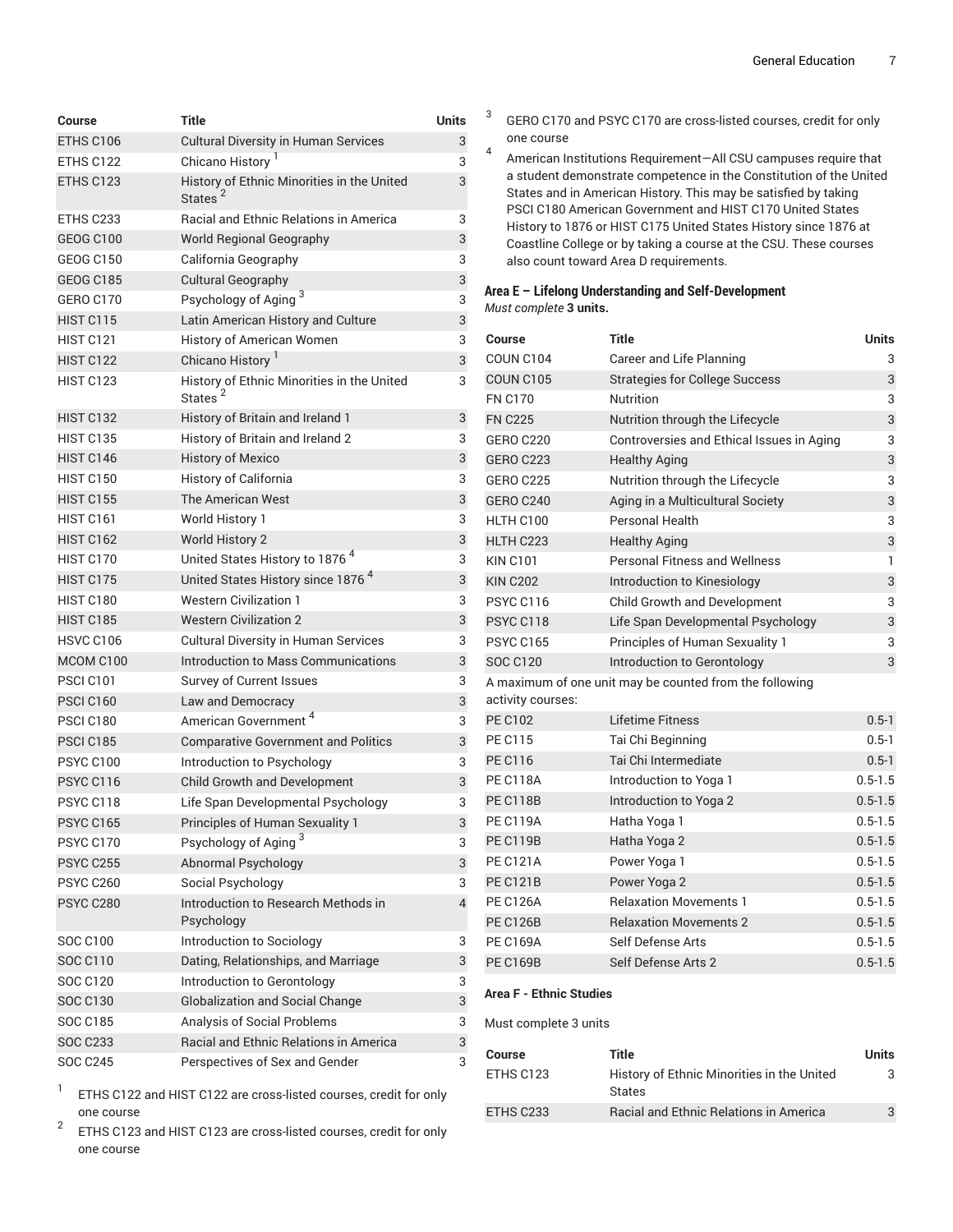| Course | Title | Units |
| --- | --- | --- |
| ETHS C106 | Cultural Diversity in Human Services | 3 |
| ETHS C122 | Chicano History [1] | 3 |
| ETHS C123 | History of Ethnic Minorities in the United States [2] | 3 |
| ETHS C233 | Racial and Ethnic Relations in America | 3 |
| GEOG C100 | World Regional Geography | 3 |
| GEOG C150 | California Geography | 3 |
| GEOG C185 | Cultural Geography | 3 |
| GERO C170 | Psychology of Aging [3] | 3 |
| HIST C115 | Latin American History and Culture | 3 |
| HIST C121 | History of American Women | 3 |
| HIST C122 | Chicano History [1] | 3 |
| HIST C123 | History of Ethnic Minorities in the United States [2] | 3 |
| HIST C132 | History of Britain and Ireland 1 | 3 |
| HIST C135 | History of Britain and Ireland 2 | 3 |
| HIST C146 | History of Mexico | 3 |
| HIST C150 | History of California | 3 |
| HIST C155 | The American West | 3 |
| HIST C161 | World History 1 | 3 |
| HIST C162 | World History 2 | 3 |
| HIST C170 | United States History to 1876 [4] | 3 |
| HIST C175 | United States History since 1876 [4] | 3 |
| HIST C180 | Western Civilization 1 | 3 |
| HIST C185 | Western Civilization 2 | 3 |
| HSVC C106 | Cultural Diversity in Human Services | 3 |
| MCOM C100 | Introduction to Mass Communications | 3 |
| PSCI C101 | Survey of Current Issues | 3 |
| PSCI C160 | Law and Democracy | 3 |
| PSCI C180 | American Government [4] | 3 |
| PSCI C185 | Comparative Government and Politics | 3 |
| PSYC C100 | Introduction to Psychology | 3 |
| PSYC C116 | Child Growth and Development | 3 |
| PSYC C118 | Life Span Developmental Psychology | 3 |
| PSYC C165 | Principles of Human Sexuality 1 | 3 |
| PSYC C170 | Psychology of Aging [3] | 3 |
| PSYC C255 | Abnormal Psychology | 3 |
| PSYC C260 | Social Psychology | 3 |
| PSYC C280 | Introduction to Research Methods in Psychology | 4 |
| SOC C100 | Introduction to Sociology | 3 |
| SOC C110 | Dating, Relationships, and Marriage | 3 |
| SOC C120 | Introduction to Gerontology | 3 |
| SOC C130 | Globalization and Social Change | 3 |
| SOC C185 | Analysis of Social Problems | 3 |
| SOC C233 | Racial and Ethnic Relations in America | 3 |
| SOC C245 | Perspectives of Sex and Gender | 3 |

1. ETHS C122 and HIST C122 are cross-listed courses, credit for only one course
2. ETHS C123 and HIST C123 are cross-listed courses, credit for only one course
3. GERO C170 and PSYC C170 are cross-listed courses, credit for only one course
4. American Institutions Requirement—All CSU campuses require that a student demonstrate competence in the Constitution of the United States and in American History. This may be satisfied by taking PSCI C180 American Government and HIST C170 United States History to 1876 or HIST C175 United States History since 1876 at Coastline College or by taking a course at the CSU. These courses also count toward Area D requirements.

### Area E – Lifelong Understanding and Self-Development

*Must complete* **3 units.**

| Course | Title | Units |
| --- | --- | --- |
| COUN C104 | Career and Life Planning | 3 |
| COUN C105 | Strategies for College Success | 3 |
| FN C170 | Nutrition | 3 |
| FN C225 | Nutrition through the Lifecycle | 3 |
| GERO C220 | Controversies and Ethical Issues in Aging | 3 |
| GERO C223 | Healthy Aging | 3 |
| GERO C225 | Nutrition through the Lifecycle | 3 |
| GERO C240 | Aging in a Multicultural Society | 3 |
| HLTH C100 | Personal Health | 3 |
| HLTH C223 | Healthy Aging | 3 |
| KIN C101 | Personal Fitness and Wellness | 1 |
| KIN C202 | Introduction to Kinesiology | 3 |
| PSYC C116 | Child Growth and Development | 3 |
| PSYC C118 | Life Span Developmental Psychology | 3 |
| PSYC C165 | Principles of Human Sexuality 1 | 3 |
| SOC C120 | Introduction to Gerontology | 3 |
| A maximum of one unit may be counted from the following activity courses: | | |
| PE C102 | Lifetime Fitness | 0.5-1 |
| PE C115 | Tai Chi Beginning | 0.5-1 |
| PE C116 | Tai Chi Intermediate | 0.5-1 |
| PE C118A | Introduction to Yoga 1 | 0.5-1.5 |
| PE C118B | Introduction to Yoga 2 | 0.5-1.5 |
| PE C119A | Hatha Yoga 1 | 0.5-1.5 |
| PE C119B | Hatha Yoga 2 | 0.5-1.5 |
| PE C121A | Power Yoga 1 | 0.5-1.5 |
| PE C121B | Power Yoga 2 | 0.5-1.5 |
| PE C126A | Relaxation Movements 1 | 0.5-1.5 |
| PE C126B | Relaxation Movements 2 | 0.5-1.5 |
| PE C169A | Self Defense Arts | 0.5-1.5 |
| PE C169B | Self Defense Arts 2 | 0.5-1.5 |

### Area F - Ethnic Studies

Must complete 3 units

| Course | Title | Units |
| --- | --- | --- |
| ETHS C123 | History of Ethnic Minorities in the United States | 3 |
| ETHS C233 | Racial and Ethnic Relations in America | 3 |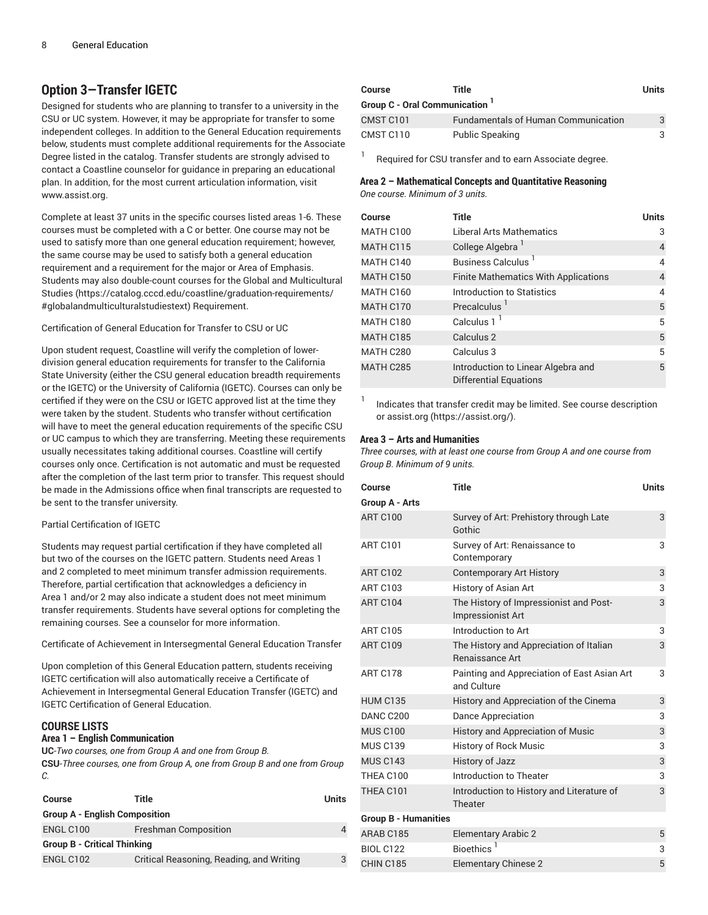## Option 3—Transfer IGETC

Designed for students who are planning to transfer to a university in the CSU or UC system. However, it may be appropriate for transfer to some independent colleges. In addition to the General Education requirements below, students must complete additional requirements for the Associate Degree listed in the catalog. Transfer students are strongly advised to contact a Coastline counselor for guidance in preparing an educational plan. In addition, for the most current articulation information, visit www.assist.org.

Complete at least 37 units in the specific courses listed areas 1-6. These courses must be completed with a C or better. One course may not be used to satisfy more than one general education requirement; however, the same course may be used to satisfy both a general education requirement and a requirement for the major or Area of Emphasis. Students may also double-count courses for the Global and Multicultural Studies (https://catalog.cccd.edu/coastline/graduation-requirements/#globalandmulticulturalstudiestext) Requirement.

Certification of General Education for Transfer to CSU or UC

Upon student request, Coastline will verify the completion of lower-division general education requirements for transfer to the California State University (either the CSU general education breadth requirements or the IGETC) or the University of California (IGETC). Courses can only be certified if they were on the CSU or IGETC approved list at the time they were taken by the student. Students who transfer without certification will have to meet the general education requirements of the specific CSU or UC campus to which they are transferring. Meeting these requirements usually necessitates taking additional courses. Coastline will certify courses only once. Certification is not automatic and must be requested after the completion of the last term prior to transfer. This request should be made in the Admissions office when final transcripts are requested to be sent to the transfer university.

Partial Certification of IGETC

Students may request partial certification if they have completed all but two of the courses on the IGETC pattern. Students need Areas 1 and 2 completed to meet minimum transfer admission requirements. Therefore, partial certification that acknowledges a deficiency in Area 1 and/or 2 may also indicate a student does not meet minimum transfer requirements. Students have several options for completing the remaining courses. See a counselor for more information.

Certificate of Achievement in Intersegmental General Education Transfer

Upon completion of this General Education pattern, students receiving IGETC certification will also automatically receive a Certificate of Achievement in Intersegmental General Education Transfer (IGETC) and IGETC Certification of General Education.

### COURSE LISTS

#### Area 1 – English Communication

**UC**-*Two courses, one from Group A and one from Group B.*
**CSU**-*Three courses, one from Group A, one from Group B and one from Group C.*

| Course | Title | Units |
|---|---|---|
| **Group A - English Composition** | | |
| ENGL C100 | Freshman Composition | 4 |
| **Group B - Critical Thinking** | | |
| ENGL C102 | Critical Reasoning, Reading, and Writing | 3 |
| **Group C - Oral Communication [1]** | | |
| CMST C101 | Fundamentals of Human Communication | 3 |
| CMST C110 | Public Speaking | 3 |

[1] Required for CSU transfer and to earn Associate degree.

#### Area 2 – Mathematical Concepts and Quantitative Reasoning

*One course. Minimum of 3 units.*

| Course | Title | Units |
|---|---|---|
| MATH C100 | Liberal Arts Mathematics | 3 |
| MATH C115 | College Algebra [1] | 4 |
| MATH C140 | Business Calculus [1] | 4 |
| MATH C150 | Finite Mathematics With Applications | 4 |
| MATH C160 | Introduction to Statistics | 4 |
| MATH C170 | Precalculus [1] | 5 |
| MATH C180 | Calculus 1 [1] | 5 |
| MATH C185 | Calculus 2 | 5 |
| MATH C280 | Calculus 3 | 5 |
| MATH C285 | Introduction to Linear Algebra and Differential Equations | 5 |

[1] Indicates that transfer credit may be limited. See course description or assist.org (https://assist.org/).

#### Area 3 – Arts and Humanities

*Three courses, with at least one course from Group A and one course from Group B. Minimum of 9 units.*

| Course | Title | Units |
|---|---|---|
| **Group A - Arts** | | |
| ART C100 | Survey of Art: Prehistory through Late Gothic | 3 |
| ART C101 | Survey of Art: Renaissance to Contemporary | 3 |
| ART C102 | Contemporary Art History | 3 |
| ART C103 | History of Asian Art | 3 |
| ART C104 | The History of Impressionist and Post-Impressionist Art | 3 |
| ART C105 | Introduction to Art | 3 |
| ART C109 | The History and Appreciation of Italian Renaissance Art | 3 |
| ART C178 | Painting and Appreciation of East Asian Art and Culture | 3 |
| HUM C135 | History and Appreciation of the Cinema | 3 |
| DANC C200 | Dance Appreciation | 3 |
| MUS C100 | History and Appreciation of Music | 3 |
| MUS C139 | History of Rock Music | 3 |
| MUS C143 | History of Jazz | 3 |
| THEA C100 | Introduction to Theater | 3 |
| THEA C101 | Introduction to History and Literature of Theater | 3 |
| **Group B - Humanities** | | |
| ARAB C185 | Elementary Arabic 2 | 5 |
| BIOL C122 | Bioethics [1] | 3 |
| CHIN C185 | Elementary Chinese 2 | 5 |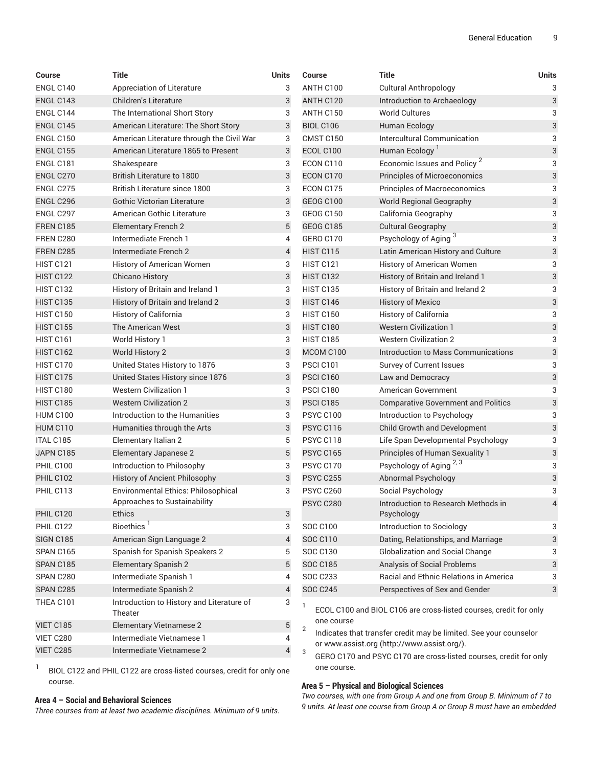| Course | Title | Units |
|---|---|---|
| ENGL C140 | Appreciation of Literature | 3 |
| ENGL C143 | Children's Literature | 3 |
| ENGL C144 | The International Short Story | 3 |
| ENGL C145 | American Literature: The Short Story | 3 |
| ENGL C150 | American Literature through the Civil War | 3 |
| ENGL C155 | American Literature 1865 to Present | 3 |
| ENGL C181 | Shakespeare | 3 |
| ENGL C270 | British Literature to 1800 | 3 |
| ENGL C275 | British Literature since 1800 | 3 |
| ENGL C296 | Gothic Victorian Literature | 3 |
| ENGL C297 | American Gothic Literature | 3 |
| FREN C185 | Elementary French 2 | 5 |
| FREN C280 | Intermediate French 1 | 4 |
| FREN C285 | Intermediate French 2 | 4 |
| HIST C121 | History of American Women | 3 |
| HIST C122 | Chicano History | 3 |
| HIST C132 | History of Britain and Ireland 1 | 3 |
| HIST C135 | History of Britain and Ireland 2 | 3 |
| HIST C150 | History of California | 3 |
| HIST C155 | The American West | 3 |
| HIST C161 | World History 1 | 3 |
| HIST C162 | World History 2 | 3 |
| HIST C170 | United States History to 1876 | 3 |
| HIST C175 | United States History since 1876 | 3 |
| HIST C180 | Western Civilization 1 | 3 |
| HIST C185 | Western Civilization 2 | 3 |
| HUM C100 | Introduction to the Humanities | 3 |
| HUM C110 | Humanities through the Arts | 3 |
| ITAL C185 | Elementary Italian 2 | 5 |
| JAPN C185 | Elementary Japanese 2 | 5 |
| PHIL C100 | Introduction to Philosophy | 3 |
| PHIL C102 | History of Ancient Philosophy | 3 |
| PHIL C113 | Environmental Ethics: Philosophical Approaches to Sustainability | 3 |
| PHIL C120 | Ethics | 3 |
| PHIL C122 | Bioethics [1] | 3 |
| SIGN C185 | American Sign Language 2 | 4 |
| SPAN C165 | Spanish for Spanish Speakers 2 | 5 |
| SPAN C185 | Elementary Spanish 2 | 5 |
| SPAN C280 | Intermediate Spanish 1 | 4 |
| SPAN C285 | Intermediate Spanish 2 | 4 |
| THEA C101 | Introduction to History and Literature of Theater | 3 |
| VIET C185 | Elementary Vietnamese 2 | 5 |
| VIET C280 | Intermediate Vietnamese 1 | 4 |
| VIET C285 | Intermediate Vietnamese 2 | 4 |

[1] BIOL C122 and PHIL C122 are cross-listed courses, credit for only one course.

### Area 4 – Social and Behavioral Sciences

*Three courses from at least two academic disciplines. Minimum of 9 units.*

| Course | Title | Units |
|---|---|---|
| ANTH C100 | Cultural Anthropology | 3 |
| ANTH C120 | Introduction to Archaeology | 3 |
| ANTH C150 | World Cultures | 3 |
| BIOL C106 | Human Ecology | 3 |
| CMST C150 | Intercultural Communication | 3 |
| ECOL C100 | Human Ecology [1] | 3 |
| ECON C110 | Economic Issues and Policy [2] | 3 |
| ECON C170 | Principles of Microeconomics | 3 |
| ECON C175 | Principles of Macroeconomics | 3 |
| GEOG C100 | World Regional Geography | 3 |
| GEOG C150 | California Geography | 3 |
| GEOG C185 | Cultural Geography | 3 |
| GERO C170 | Psychology of Aging [3] | 3 |
| HIST C115 | Latin American History and Culture | 3 |
| HIST C121 | History of American Women | 3 |
| HIST C132 | History of Britain and Ireland 1 | 3 |
| HIST C135 | History of Britain and Ireland 2 | 3 |
| HIST C146 | History of Mexico | 3 |
| HIST C150 | History of California | 3 |
| HIST C180 | Western Civilization 1 | 3 |
| HIST C185 | Western Civilization 2 | 3 |
| MCOM C100 | Introduction to Mass Communications | 3 |
| PSCI C101 | Survey of Current Issues | 3 |
| PSCI C160 | Law and Democracy | 3 |
| PSCI C180 | American Government | 3 |
| PSCI C185 | Comparative Government and Politics | 3 |
| PSYC C100 | Introduction to Psychology | 3 |
| PSYC C116 | Child Growth and Development | 3 |
| PSYC C118 | Life Span Developmental Psychology | 3 |
| PSYC C165 | Principles of Human Sexuality 1 | 3 |
| PSYC C170 | Psychology of Aging [2, 3] | 3 |
| PSYC C255 | Abnormal Psychology | 3 |
| PSYC C260 | Social Psychology | 3 |
| PSYC C280 | Introduction to Research Methods in Psychology | 4 |
| SOC C100 | Introduction to Sociology | 3 |
| SOC C110 | Dating, Relationships, and Marriage | 3 |
| SOC C130 | Globalization and Social Change | 3 |
| SOC C185 | Analysis of Social Problems | 3 |
| SOC C233 | Racial and Ethnic Relations in America | 3 |
| SOC C245 | Perspectives of Sex and Gender | 3 |

[1] ECOL C100 and BIOL C106 are cross-listed courses, credit for only one course

[2] Indicates that transfer credit may be limited. See your counselor or www.assist.org (http://www.assist.org/).

[3] GERO C170 and PSYC C170 are cross-listed courses, credit for only one course.

### Area 5 – Physical and Biological Sciences

*Two courses, with one from Group A and one from Group B. Minimum of 7 to 9 units. At least one course from Group A or Group B must have an embedded*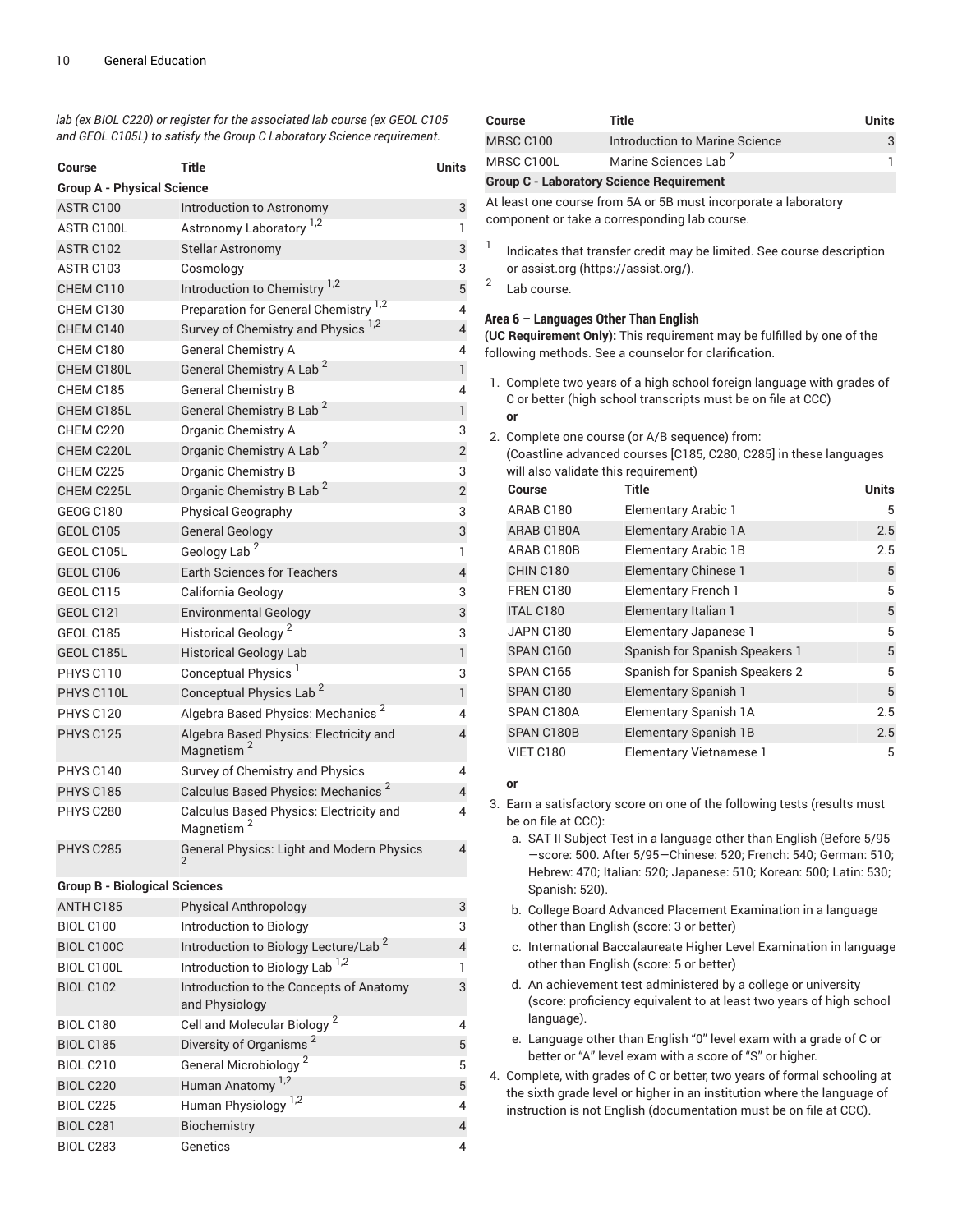*lab (ex BIOL C220) or register for the associated lab course (ex GEOL C105 and GEOL C105L) to satisfy the Group C Laboratory Science requirement.*

| Course | Title | Units |
|---|---|---|
| **Group A - Physical Science** | | |
| ASTR C100 | Introduction to Astronomy | 3 |
| ASTR C100L | Astronomy Laboratory [1,2] | 1 |
| ASTR C102 | Stellar Astronomy | 3 |
| ASTR C103 | Cosmology | 3 |
| CHEM C110 | Introduction to Chemistry [1,2] | 5 |
| CHEM C130 | Preparation for General Chemistry [1,2] | 4 |
| CHEM C140 | Survey of Chemistry and Physics [1,2] | 4 |
| CHEM C180 | General Chemistry A | 4 |
| CHEM C180L | General Chemistry A Lab [2] | 1 |
| CHEM C185 | General Chemistry B | 4 |
| CHEM C185L | General Chemistry B Lab [2] | 1 |
| CHEM C220 | Organic Chemistry A | 3 |
| CHEM C220L | Organic Chemistry A Lab [2] | 2 |
| CHEM C225 | Organic Chemistry B | 3 |
| CHEM C225L | Organic Chemistry B Lab [2] | 2 |
| GEOG C180 | Physical Geography | 3 |
| GEOL C105 | General Geology | 3 |
| GEOL C105L | Geology Lab [2] | 1 |
| GEOL C106 | Earth Sciences for Teachers | 4 |
| GEOL C115 | California Geology | 3 |
| GEOL C121 | Environmental Geology | 3 |
| GEOL C185 | Historical Geology [2] | 3 |
| GEOL C185L | Historical Geology Lab | 1 |
| PHYS C110 | Conceptual Physics [1] | 3 |
| PHYS C110L | Conceptual Physics Lab [2] | 1 |
| PHYS C120 | Algebra Based Physics: Mechanics [2] | 4 |
| PHYS C125 | Algebra Based Physics: Electricity and Magnetism [2] | 4 |
| PHYS C140 | Survey of Chemistry and Physics | 4 |
| PHYS C185 | Calculus Based Physics: Mechanics [2] | 4 |
| PHYS C280 | Calculus Based Physics: Electricity and Magnetism [2] | 4 |
| PHYS C285 | General Physics: Light and Modern Physics [2] | 4 |
| **Group B - Biological Sciences** | | |
| ANTH C185 | Physical Anthropology | 3 |
| BIOL C100 | Introduction to Biology | 3 |
| BIOL C100C | Introduction to Biology Lecture/Lab [2] | 4 |
| BIOL C100L | Introduction to Biology Lab [1,2] | 1 |
| BIOL C102 | Introduction to the Concepts of Anatomy and Physiology | 3 |
| BIOL C180 | Cell and Molecular Biology [2] | 4 |
| BIOL C185 | Diversity of Organisms [2] | 5 |
| BIOL C210 | General Microbiology [2] | 5 |
| BIOL C220 | Human Anatomy [1,2] | 5 |
| BIOL C225 | Human Physiology [1,2] | 4 |
| BIOL C281 | Biochemistry | 4 |
| BIOL C283 | Genetics | 4 |
| MRSC C100 | Introduction to Marine Science | 3 |
| MRSC C100L | Marine Sciences Lab [2] | 1 |
| **Group C - Laboratory Science Requirement** | | |

At least one course from 5A or 5B must incorporate a laboratory component or take a corresponding lab course.

1. Indicates that transfer credit may be limited. See course description or assist.org (https://assist.org/).
2. Lab course.

### Area 6 – Languages Other Than English

**(UC Requirement Only):** This requirement may be fulfilled by one of the following methods. See a counselor for clarification.

1. Complete two years of a high school foreign language with grades of C or better (high school transcripts must be on file at CCC)
   **or**
2. Complete one course (or A/B sequence) from:
   (Coastline advanced courses [C185, C280, C285] in these languages will also validate this requirement)

| Course | Title | Units |
|---|---|---|
| ARAB C180 | Elementary Arabic 1 | 5 |
| ARAB C180A | Elementary Arabic 1A | 2.5 |
| ARAB C180B | Elementary Arabic 1B | 2.5 |
| CHIN C180 | Elementary Chinese 1 | 5 |
| FREN C180 | Elementary French 1 | 5 |
| ITAL C180 | Elementary Italian 1 | 5 |
| JAPN C180 | Elementary Japanese 1 | 5 |
| SPAN C160 | Spanish for Spanish Speakers 1 | 5 |
| SPAN C165 | Spanish for Spanish Speakers 2 | 5 |
| SPAN C180 | Elementary Spanish 1 | 5 |
| SPAN C180A | Elementary Spanish 1A | 2.5 |
| SPAN C180B | Elementary Spanish 1B | 2.5 |
| VIET C180 | Elementary Vietnamese 1 | 5 |

   **or**

3. Earn a satisfactory score on one of the following tests (results must be on file at CCC):
   a. SAT II Subject Test in a language other than English (Before 5/95—score: 500. After 5/95—Chinese: 520; French: 540; German: 510; Hebrew: 470; Italian: 520; Japanese: 510; Korean: 500; Latin: 530; Spanish: 520).
   b. College Board Advanced Placement Examination in a language other than English (score: 3 or better)
   c. International Baccalaureate Higher Level Examination in language other than English (score: 5 or better)
   d. An achievement test administered by a college or university (score: proficiency equivalent to at least two years of high school language).
   e. Language other than English "0" level exam with a grade of C or better or "A" level exam with a score of "S" or higher.
4. Complete, with grades of C or better, two years of formal schooling at the sixth grade level or higher in an institution where the language of instruction is not English (documentation must be on file at CCC).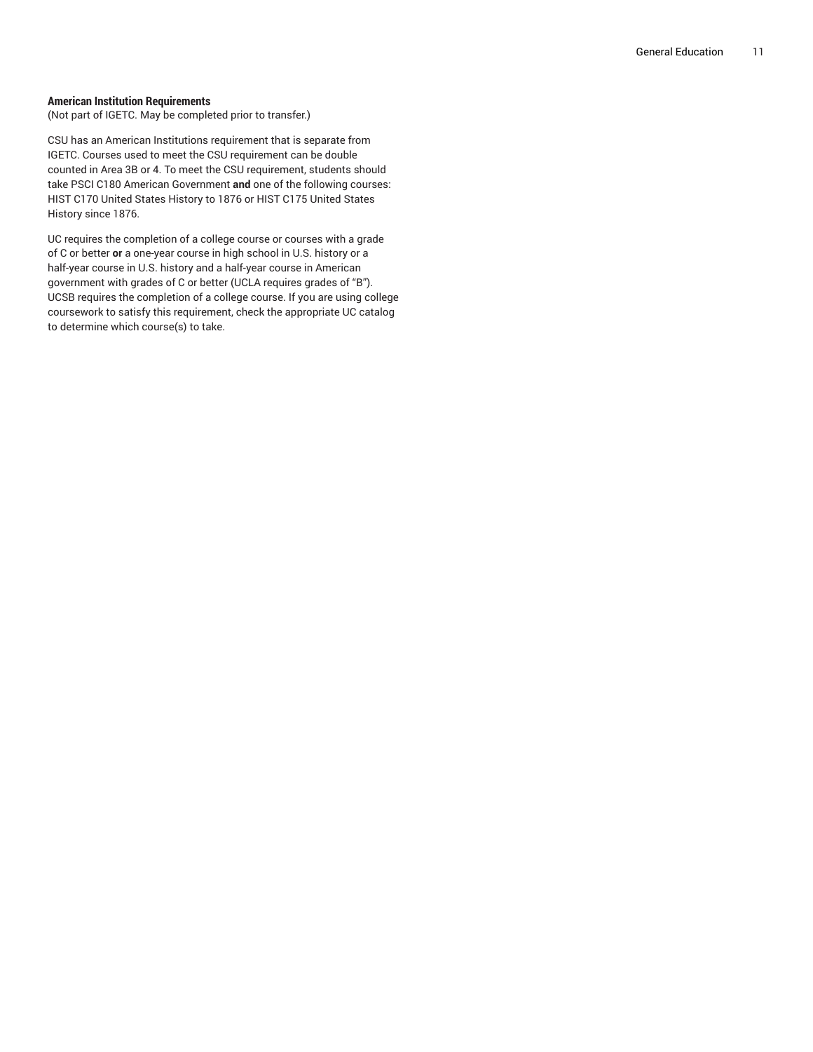**American Institution Requirements**
(Not part of IGETC. May be completed prior to transfer.)

CSU has an American Institutions requirement that is separate from IGETC. Courses used to meet the CSU requirement can be double counted in Area 3B or 4. To meet the CSU requirement, students should take PSCI C180 American Government **and** one of the following courses: HIST C170 United States History to 1876 or HIST C175 United States History since 1876.

UC requires the completion of a college course or courses with a grade of C or better **or** a one-year course in high school in U.S. history or a half-year course in U.S. history and a half-year course in American government with grades of C or better (UCLA requires grades of "B"). UCSB requires the completion of a college course. If you are using college coursework to satisfy this requirement, check the appropriate UC catalog to determine which course(s) to take.